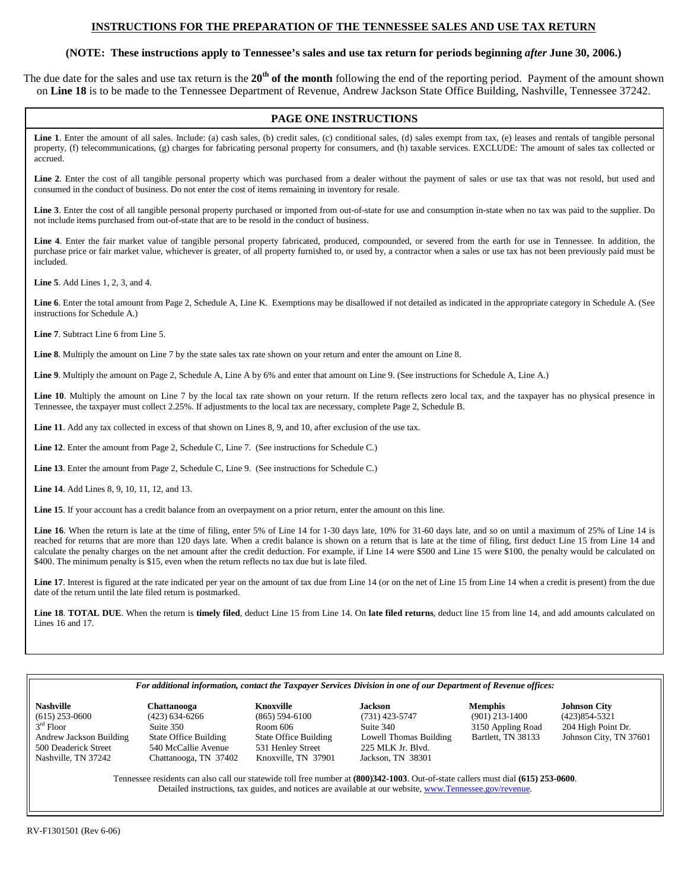# INSTRUCTIONS FOR THE PREPARATION OF THE TENNESSEE SALES AND USE TAX RETURN

**(NOTE: These instructions apply to Tennessee's sales and use tax return for periods beginning *after* June 30, 2006.)**

The due date for the sales and use tax return is the **20th of the month** following the end of the reporting period. Payment of the amount shown on **Line 18** is to be made to the Tennessee Department of Revenue, Andrew Jackson State Office Building, Nashville, Tennessee 37242.

## PAGE ONE INSTRUCTIONS

**Line 1**. Enter the amount of all sales. Include: (a) cash sales, (b) credit sales, (c) conditional sales, (d) sales exempt from tax, (e) leases and rentals of tangible personal property, (f) telecommunications, (g) charges for fabricating personal property for consumers, and (h) taxable services. EXCLUDE: The amount of sales tax collected or accrued.

**Line 2**. Enter the cost of all tangible personal property which was purchased from a dealer without the payment of sales or use tax that was not resold, but used and consumed in the conduct of business. Do not enter the cost of items remaining in inventory for resale.

**Line 3**. Enter the cost of all tangible personal property purchased or imported from out-of-state for use and consumption in-state when no tax was paid to the supplier. Do not include items purchased from out-of-state that are to be resold in the conduct of business.

**Line 4**. Enter the fair market value of tangible personal property fabricated, produced, compounded, or severed from the earth for use in Tennessee. In addition, the purchase price or fair market value, whichever is greater, of all property furnished to, or used by, a contractor when a sales or use tax has not been previously paid must be included.

**Line 5**. Add Lines 1, 2, 3, and 4.

**Line 6**. Enter the total amount from Page 2, Schedule A, Line K. Exemptions may be disallowed if not detailed as indicated in the appropriate category in Schedule A. (See instructions for Schedule A.)

**Line 7**. Subtract Line 6 from Line 5.

**Line 8**. Multiply the amount on Line 7 by the state sales tax rate shown on your return and enter the amount on Line 8.

**Line 9**. Multiply the amount on Page 2, Schedule A, Line A by 6% and enter that amount on Line 9. (See instructions for Schedule A, Line A.)

**Line 10**. Multiply the amount on Line 7 by the local tax rate shown on your return. If the return reflects zero local tax, and the taxpayer has no physical presence in Tennessee, the taxpayer must collect 2.25%. If adjustments to the local tax are necessary, complete Page 2, Schedule B.

**Line 11**. Add any tax collected in excess of that shown on Lines 8, 9, and 10, after exclusion of the use tax.

**Line 12**. Enter the amount from Page 2, Schedule C, Line 7. (See instructions for Schedule C.)

**Line 13**. Enter the amount from Page 2, Schedule C, Line 9. (See instructions for Schedule C.)

**Line 14**. Add Lines 8, 9, 10, 11, 12, and 13.

**Line 15**. If your account has a credit balance from an overpayment on a prior return, enter the amount on this line.

**Line 16**. When the return is late at the time of filing, enter 5% of Line 14 for 1-30 days late, 10% for 31-60 days late, and so on until a maximum of 25% of Line 14 is reached for returns that are more than 120 days late. When a credit balance is shown on a return that is late at the time of filing, first deduct Line 15 from Line 14 and calculate the penalty charges on the net amount after the credit deduction. For example, if Line 14 were $500 and Line 15 were $100, the penalty would be calculated on $400. The minimum penalty is $15, even when the return reflects no tax due but is late filed.

**Line 17**. Interest is figured at the rate indicated per year on the amount of tax due from Line 14 (or on the net of Line 15 from Line 14 when a credit is present) from the due date of the return until the late filed return is postmarked.

**Line 18**. **TOTAL DUE**. When the return is **timely filed**, deduct Line 15 from Line 14. On **late filed returns**, deduct line 15 from line 14, and add amounts calculated on Lines 16 and 17.

*For additional information, contact the Taxpayer Services Division in one of our Department of Revenue offices:*

| **Nashville** | **Chattanooga** | **Knoxville** | **Jackson** | **Memphis** | **Johnson City** |
|---|---|---|---|---|---|
| (615) 253-0600 | (423) 634-6266 | (865) 594-6100 | (731) 423-5747 | (901) 213-1400 | (423)854-5321 |
| 3rd Floor | Suite 350 | Room 606 | Suite 340 | 3150 Appling Road | 204 High Point Dr. |
| Andrew Jackson Building | State Office Building | State Office Building | Lowell Thomas Building | Bartlett, TN 38133 | Johnson City, TN 37601 |
| 500 Deaderick Street | 540 McCallie Avenue | 531 Henley Street | 225 MLK Jr. Blvd. | | |
| Nashville, TN 37242 | Chattanooga, TN 37402 | Knoxville, TN 37901 | Jackson, TN 38301 | | |

Tennessee residents can also call our statewide toll free number at **(800)342-1003**. Out-of-state callers must dial **(615) 253-0600**. Detailed instructions, tax guides, and notices are available at our website, www.Tennessee.gov/revenue.

RV-F1301501 (Rev 6-06)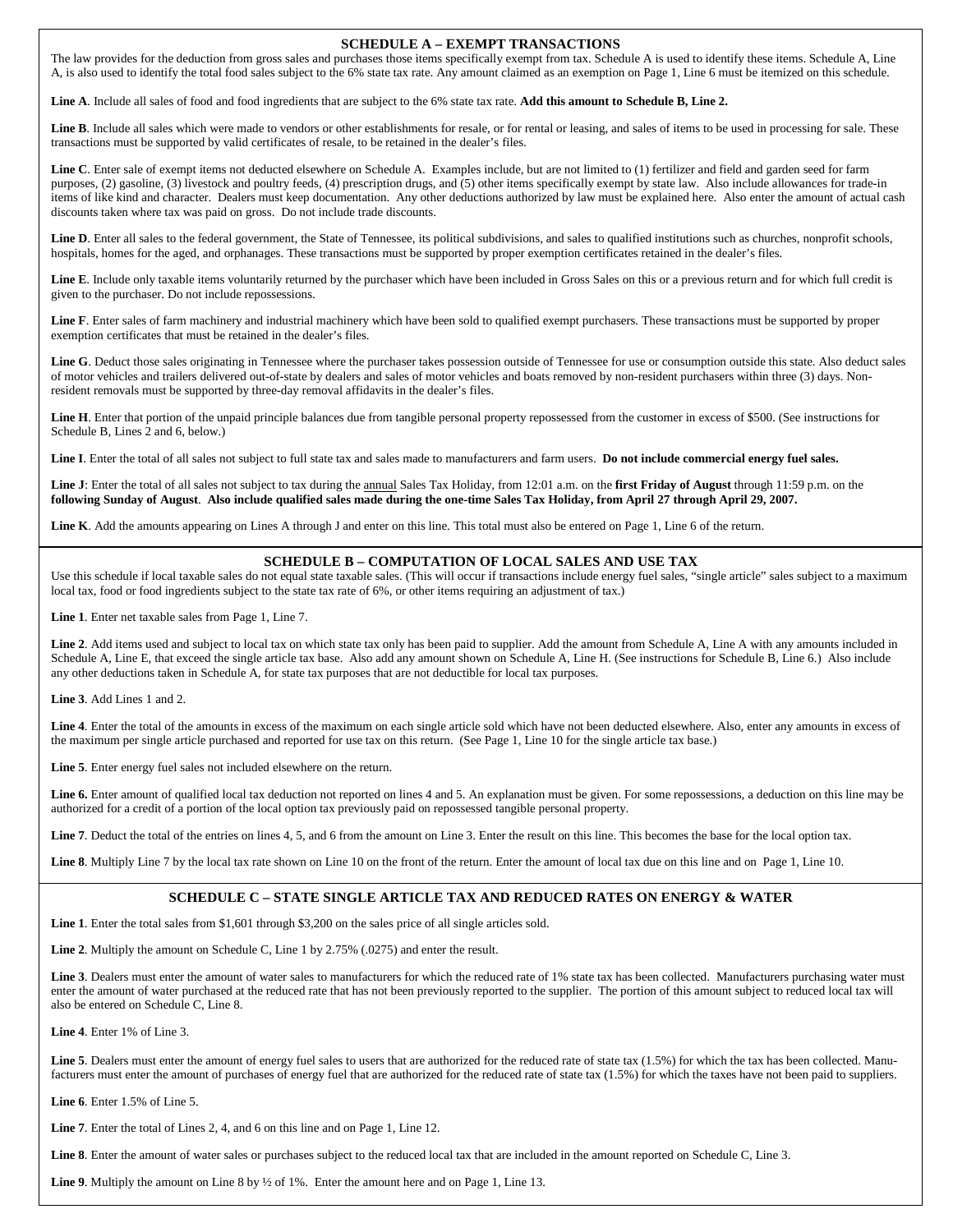## SCHEDULE A – EXEMPT TRANSACTIONS

The law provides for the deduction from gross sales and purchases those items specifically exempt from tax. Schedule A is used to identify these items. Schedule A, Line A, is also used to identify the total food sales subject to the 6% state tax rate. Any amount claimed as an exemption on Page 1, Line 6 must be itemized on this schedule.

**Line A**. Include all sales of food and food ingredients that are subject to the 6% state tax rate. **Add this amount to Schedule B, Line 2.**

**Line B**. Include all sales which were made to vendors or other establishments for resale, or for rental or leasing, and sales of items to be used in processing for sale. These transactions must be supported by valid certificates of resale, to be retained in the dealer's files.

**Line C**. Enter sale of exempt items not deducted elsewhere on Schedule A. Examples include, but are not limited to (1) fertilizer and field and garden seed for farm purposes, (2) gasoline, (3) livestock and poultry feeds, (4) prescription drugs, and (5) other items specifically exempt by state law. Also include allowances for trade-in items of like kind and character. Dealers must keep documentation. Any other deductions authorized by law must be explained here. Also enter the amount of actual cash discounts taken where tax was paid on gross. Do not include trade discounts.

**Line D**. Enter all sales to the federal government, the State of Tennessee, its political subdivisions, and sales to qualified institutions such as churches, nonprofit schools, hospitals, homes for the aged, and orphanages. These transactions must be supported by proper exemption certificates retained in the dealer's files.

**Line E**. Include only taxable items voluntarily returned by the purchaser which have been included in Gross Sales on this or a previous return and for which full credit is given to the purchaser. Do not include repossessions.

**Line F**. Enter sales of farm machinery and industrial machinery which have been sold to qualified exempt purchasers. These transactions must be supported by proper exemption certificates that must be retained in the dealer's files.

**Line G**. Deduct those sales originating in Tennessee where the purchaser takes possession outside of Tennessee for use or consumption outside this state. Also deduct sales of motor vehicles and trailers delivered out-of-state by dealers and sales of motor vehicles and boats removed by non-resident purchasers within three (3) days. Non-resident removals must be supported by three-day removal affidavits in the dealer's files.

**Line H**. Enter that portion of the unpaid principle balances due from tangible personal property repossessed from the customer in excess of $500. (See instructions for Schedule B, Lines 2 and 6, below.)

**Line I**. Enter the total of all sales not subject to full state tax and sales made to manufacturers and farm users. **Do not include commercial energy fuel sales.**

**Line J**: Enter the total of all sales not subject to tax during the annual Sales Tax Holiday, from 12:01 a.m. on the **first Friday of August** through 11:59 p.m. on the **following Sunday of August**. **Also include qualified sales made during the one-time Sales Tax Holiday, from April 27 through April 29, 2007.**

**Line K**. Add the amounts appearing on Lines A through J and enter on this line. This total must also be entered on Page 1, Line 6 of the return.

## SCHEDULE B – COMPUTATION OF LOCAL SALES AND USE TAX

Use this schedule if local taxable sales do not equal state taxable sales. (This will occur if transactions include energy fuel sales, "single article" sales subject to a maximum local tax, food or food ingredients subject to the state tax rate of 6%, or other items requiring an adjustment of tax.)

**Line 1**. Enter net taxable sales from Page 1, Line 7.

**Line 2**. Add items used and subject to local tax on which state tax only has been paid to supplier. Add the amount from Schedule A, Line A with any amounts included in Schedule A, Line E, that exceed the single article tax base. Also add any amount shown on Schedule A, Line H. (See instructions for Schedule B, Line 6.) Also include any other deductions taken in Schedule A, for state tax purposes that are not deductible for local tax purposes.

**Line 3**. Add Lines 1 and 2.

**Line 4**. Enter the total of the amounts in excess of the maximum on each single article sold which have not been deducted elsewhere. Also, enter any amounts in excess of the maximum per single article purchased and reported for use tax on this return. (See Page 1, Line 10 for the single article tax base.)

**Line 5**. Enter energy fuel sales not included elsewhere on the return.

**Line 6.** Enter amount of qualified local tax deduction not reported on lines 4 and 5. An explanation must be given. For some repossessions, a deduction on this line may be authorized for a credit of a portion of the local option tax previously paid on repossessed tangible personal property.

**Line 7**. Deduct the total of the entries on lines 4, 5, and 6 from the amount on Line 3. Enter the result on this line. This becomes the base for the local option tax.

**Line 8**. Multiply Line 7 by the local tax rate shown on Line 10 on the front of the return. Enter the amount of local tax due on this line and on Page 1, Line 10.

## SCHEDULE C – STATE SINGLE ARTICLE TAX AND REDUCED RATES ON ENERGY & WATER

**Line 1**. Enter the total sales from $1,601 through $3,200 on the sales price of all single articles sold.

**Line 2**. Multiply the amount on Schedule C, Line 1 by 2.75% (.0275) and enter the result.

**Line 3**. Dealers must enter the amount of water sales to manufacturers for which the reduced rate of 1% state tax has been collected. Manufacturers purchasing water must enter the amount of water purchased at the reduced rate that has not been previously reported to the supplier. The portion of this amount subject to reduced local tax will also be entered on Schedule C, Line 8.

**Line 4**. Enter 1% of Line 3.

**Line 5**. Dealers must enter the amount of energy fuel sales to users that are authorized for the reduced rate of state tax (1.5%) for which the tax has been collected. Manufacturers must enter the amount of purchases of energy fuel that are authorized for the reduced rate of state tax (1.5%) for which the taxes have not been paid to suppliers.

**Line 6**. Enter 1.5% of Line 5.

**Line 7**. Enter the total of Lines 2, 4, and 6 on this line and on Page 1, Line 12.

**Line 8**. Enter the amount of water sales or purchases subject to the reduced local tax that are included in the amount reported on Schedule C, Line 3.

**Line 9**. Multiply the amount on Line 8 by ½ of 1%. Enter the amount here and on Page 1, Line 13.